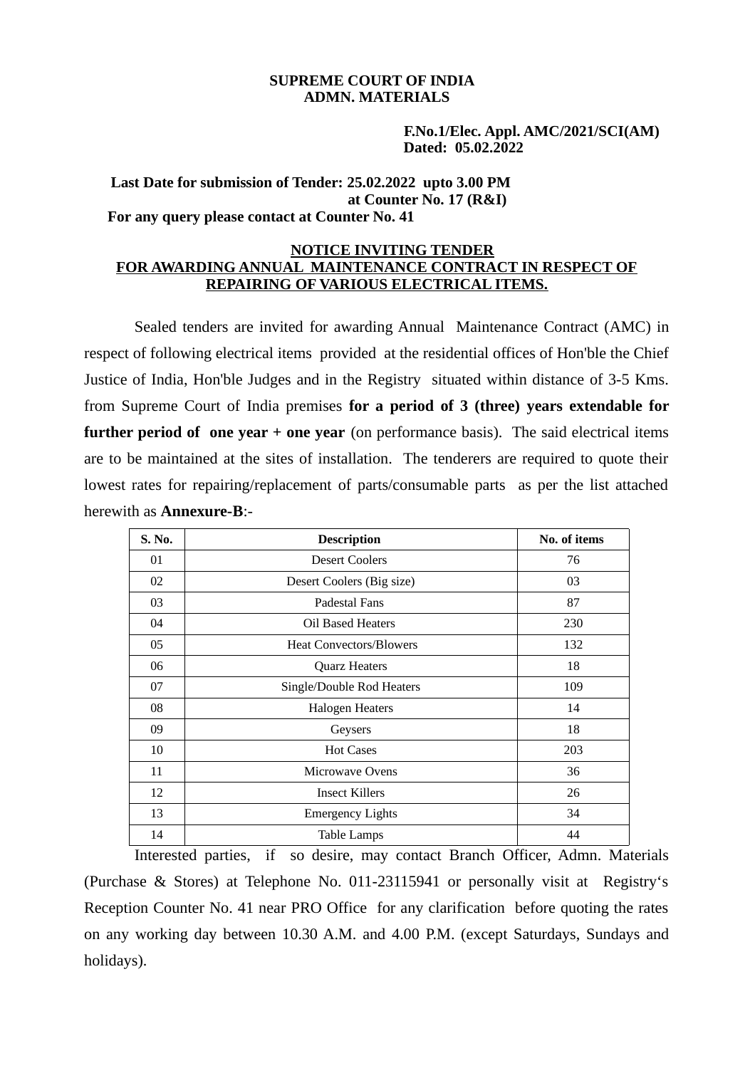**SUPREME COURT OF INDIA**
**ADMN. MATERIALS**

**F.No.1/Elec. Appl. AMC/2021/SCI(AM)**
**Dated: 05.02.2022**

**Last Date for submission of Tender: 25.02.2022 upto 3.00 PM**
**at Counter No. 17 (R&I)**
**For any query please contact at Counter No. 41**

## NOTICE INVITING TENDER
## FOR AWARDING ANNUAL MAINTENANCE CONTRACT IN RESPECT OF REPAIRING OF VARIOUS ELECTRICAL ITEMS.

Sealed tenders are invited for awarding Annual Maintenance Contract (AMC) in respect of following electrical items provided at the residential offices of Hon'ble the Chief Justice of India, Hon'ble Judges and in the Registry situated within distance of 3-5 Kms. from Supreme Court of India premises **for a period of 3 (three) years extendable for further period of one year + one year** (on performance basis). The said electrical items are to be maintained at the sites of installation. The tenderers are required to quote their lowest rates for repairing/replacement of parts/consumable parts as per the list attached herewith as **Annexure-B**:-

| S. No. | Description | No. of items |
|---|---|---|
| 01 | Desert Coolers | 76 |
| 02 | Desert Coolers (Big size) | 03 |
| 03 | Padestal Fans | 87 |
| 04 | Oil Based Heaters | 230 |
| 05 | Heat Convectors/Blowers | 132 |
| 06 | Quarz Heaters | 18 |
| 07 | Single/Double Rod Heaters | 109 |
| 08 | Halogen Heaters | 14 |
| 09 | Geysers | 18 |
| 10 | Hot Cases | 203 |
| 11 | Microwave Ovens | 36 |
| 12 | Insect Killers | 26 |
| 13 | Emergency Lights | 34 |
| 14 | Table Lamps | 44 |

Interested parties, if so desire, may contact Branch Officer, Admn. Materials (Purchase & Stores) at Telephone No. 011-23115941 or personally visit at Registry‘s Reception Counter No. 41 near PRO Office for any clarification before quoting the rates on any working day between 10.30 A.M. and 4.00 P.M. (except Saturdays, Sundays and holidays).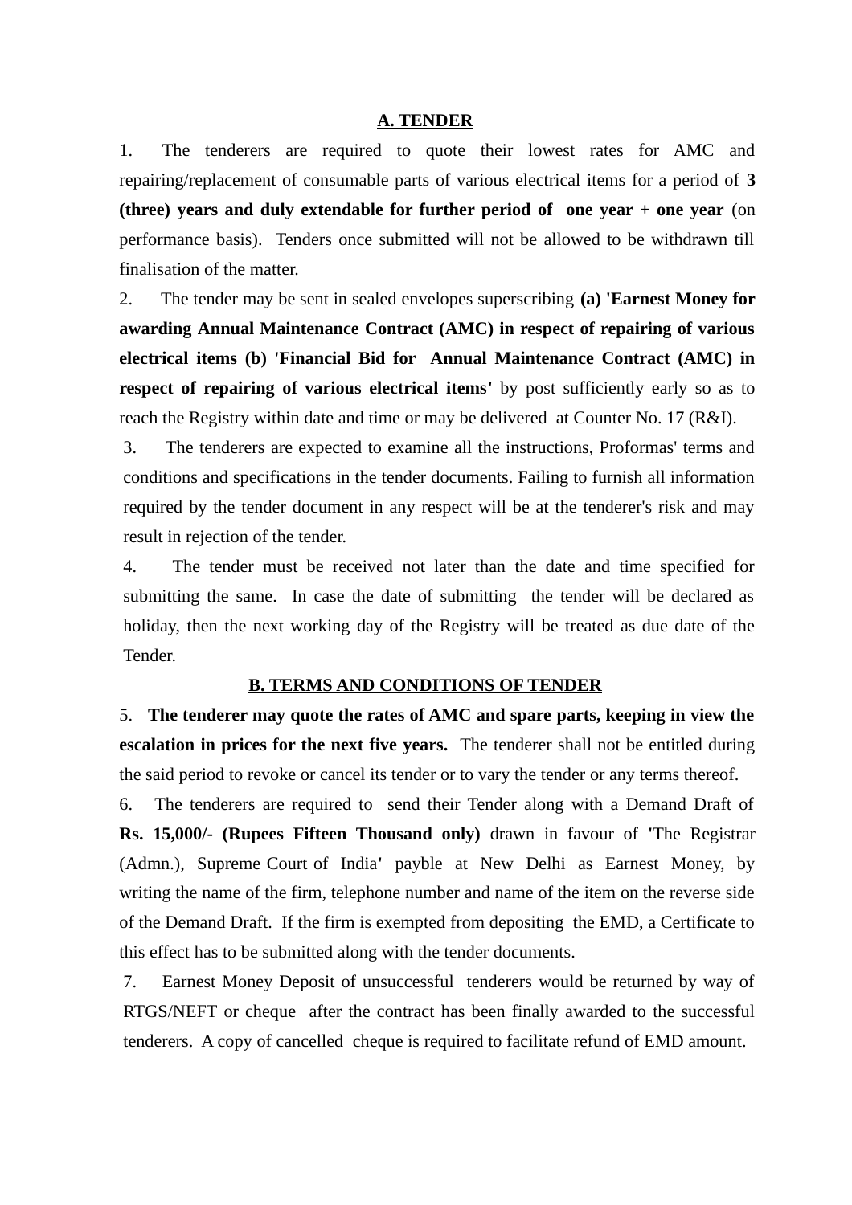## A. TENDER

1. The tenderers are required to quote their lowest rates for AMC and repairing/replacement of consumable parts of various electrical items for a period of **3 (three) years and duly extendable for further period of one year + one year** (on performance basis). Tenders once submitted will not be allowed to be withdrawn till finalisation of the matter.

2. The tender may be sent in sealed envelopes superscribing **(a) 'Earnest Money for awarding Annual Maintenance Contract (AMC) in respect of repairing of various electrical items (b) 'Financial Bid for Annual Maintenance Contract (AMC) in respect of repairing of various electrical items'** by post sufficiently early so as to reach the Registry within date and time or may be delivered at Counter No. 17 (R&I).

3. The tenderers are expected to examine all the instructions, Proformas' terms and conditions and specifications in the tender documents. Failing to furnish all information required by the tender document in any respect will be at the tenderer's risk and may result in rejection of the tender.

4. The tender must be received not later than the date and time specified for submitting the same. In case the date of submitting the tender will be declared as holiday, then the next working day of the Registry will be treated as due date of the Tender.

## B. TERMS AND CONDITIONS OF TENDER

5. **The tenderer may quote the rates of AMC and spare parts, keeping in view the escalation in prices for the next five years.** The tenderer shall not be entitled during the said period to revoke or cancel its tender or to vary the tender or any terms thereof.

6. The tenderers are required to send their Tender along with a Demand Draft of **Rs. 15,000/- (Rupees Fifteen Thousand only)** drawn in favour of **'**The Registrar (Admn.), Supreme Court of India**'** payble at New Delhi as Earnest Money, by writing the name of the firm, telephone number and name of the item on the reverse side of the Demand Draft. If the firm is exempted from depositing the EMD, a Certificate to this effect has to be submitted along with the tender documents.

7. Earnest Money Deposit of unsuccessful tenderers would be returned by way of RTGS/NEFT or cheque after the contract has been finally awarded to the successful tenderers. A copy of cancelled cheque is required to facilitate refund of EMD amount.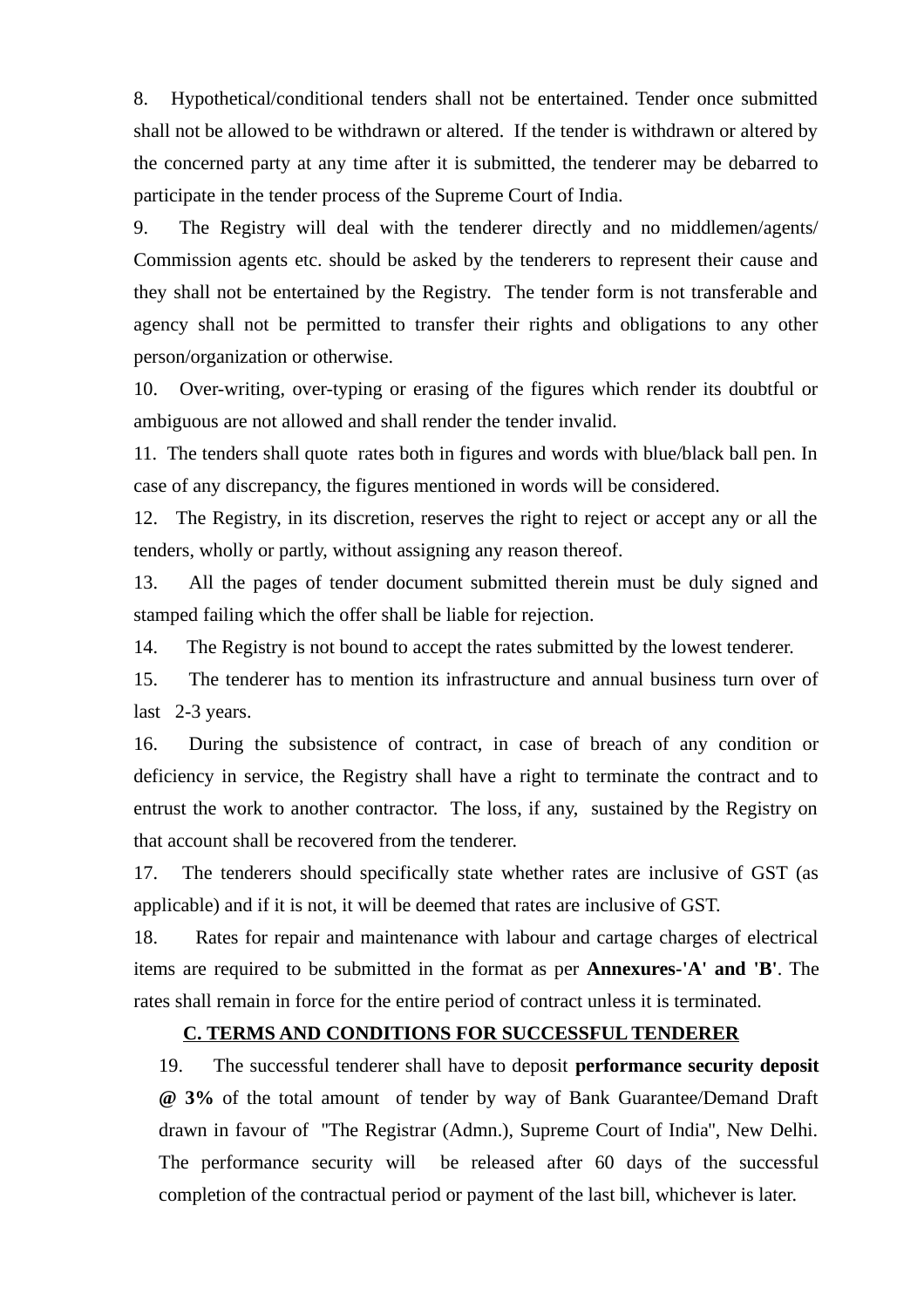8. Hypothetical/conditional tenders shall not be entertained. Tender once submitted shall not be allowed to be withdrawn or altered. If the tender is withdrawn or altered by the concerned party at any time after it is submitted, the tenderer may be debarred to participate in the tender process of the Supreme Court of India.

9. The Registry will deal with the tenderer directly and no middlemen/agents/ Commission agents etc. should be asked by the tenderers to represent their cause and they shall not be entertained by the Registry. The tender form is not transferable and agency shall not be permitted to transfer their rights and obligations to any other person/organization or otherwise.

10. Over-writing, over-typing or erasing of the figures which render its doubtful or ambiguous are not allowed and shall render the tender invalid.

11. The tenders shall quote rates both in figures and words with blue/black ball pen. In case of any discrepancy, the figures mentioned in words will be considered.

12. The Registry, in its discretion, reserves the right to reject or accept any or all the tenders, wholly or partly, without assigning any reason thereof.

13. All the pages of tender document submitted therein must be duly signed and stamped failing which the offer shall be liable for rejection.

14. The Registry is not bound to accept the rates submitted by the lowest tenderer.

15. The tenderer has to mention its infrastructure and annual business turn over of last 2-3 years.

16. During the subsistence of contract, in case of breach of any condition or deficiency in service, the Registry shall have a right to terminate the contract and to entrust the work to another contractor. The loss, if any, sustained by the Registry on that account shall be recovered from the tenderer.

17. The tenderers should specifically state whether rates are inclusive of GST (as applicable) and if it is not, it will be deemed that rates are inclusive of GST.

18. Rates for repair and maintenance with labour and cartage charges of electrical items are required to be submitted in the format as per **Annexures-'A' and 'B'**. The rates shall remain in force for the entire period of contract unless it is terminated.

## C. TERMS AND CONDITIONS FOR SUCCESSFUL TENDERER

19. The successful tenderer shall have to deposit **performance security deposit @ 3%** of the total amount of tender by way of Bank Guarantee/Demand Draft drawn in favour of "The Registrar (Admn.), Supreme Court of India", New Delhi. The performance security will be released after 60 days of the successful completion of the contractual period or payment of the last bill, whichever is later.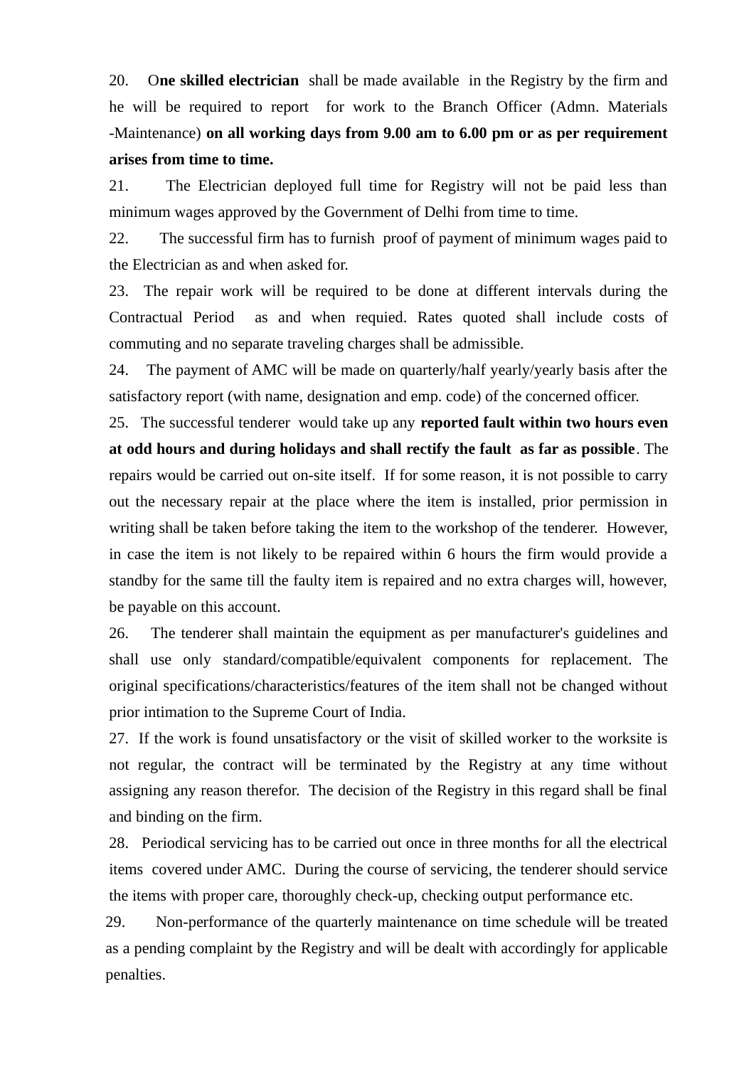20. O**ne skilled electrician** shall be made available in the Registry by the firm and he will be required to report for work to the Branch Officer (Admn. Materials -Maintenance) **on all working days from 9.00 am to 6.00 pm or as per requirement arises from time to time.**

21. The Electrician deployed full time for Registry will not be paid less than minimum wages approved by the Government of Delhi from time to time.

22. The successful firm has to furnish proof of payment of minimum wages paid to the Electrician as and when asked for.

23. The repair work will be required to be done at different intervals during the Contractual Period as and when requied. Rates quoted shall include costs of commuting and no separate traveling charges shall be admissible.

24. The payment of AMC will be made on quarterly/half yearly/yearly basis after the satisfactory report (with name, designation and emp. code) of the concerned officer.

25. The successful tenderer would take up any **reported fault within two hours even at odd hours and during holidays and shall rectify the fault as far as possible**. The repairs would be carried out on-site itself. If for some reason, it is not possible to carry out the necessary repair at the place where the item is installed, prior permission in writing shall be taken before taking the item to the workshop of the tenderer. However, in case the item is not likely to be repaired within 6 hours the firm would provide a standby for the same till the faulty item is repaired and no extra charges will, however, be payable on this account.

26. The tenderer shall maintain the equipment as per manufacturer's guidelines and shall use only standard/compatible/equivalent components for replacement. The original specifications/characteristics/features of the item shall not be changed without prior intimation to the Supreme Court of India.

27. If the work is found unsatisfactory or the visit of skilled worker to the worksite is not regular, the contract will be terminated by the Registry at any time without assigning any reason therefor. The decision of the Registry in this regard shall be final and binding on the firm.

28. Periodical servicing has to be carried out once in three months for all the electrical items covered under AMC. During the course of servicing, the tenderer should service the items with proper care, thoroughly check-up, checking output performance etc.

29. Non-performance of the quarterly maintenance on time schedule will be treated as a pending complaint by the Registry and will be dealt with accordingly for applicable penalties.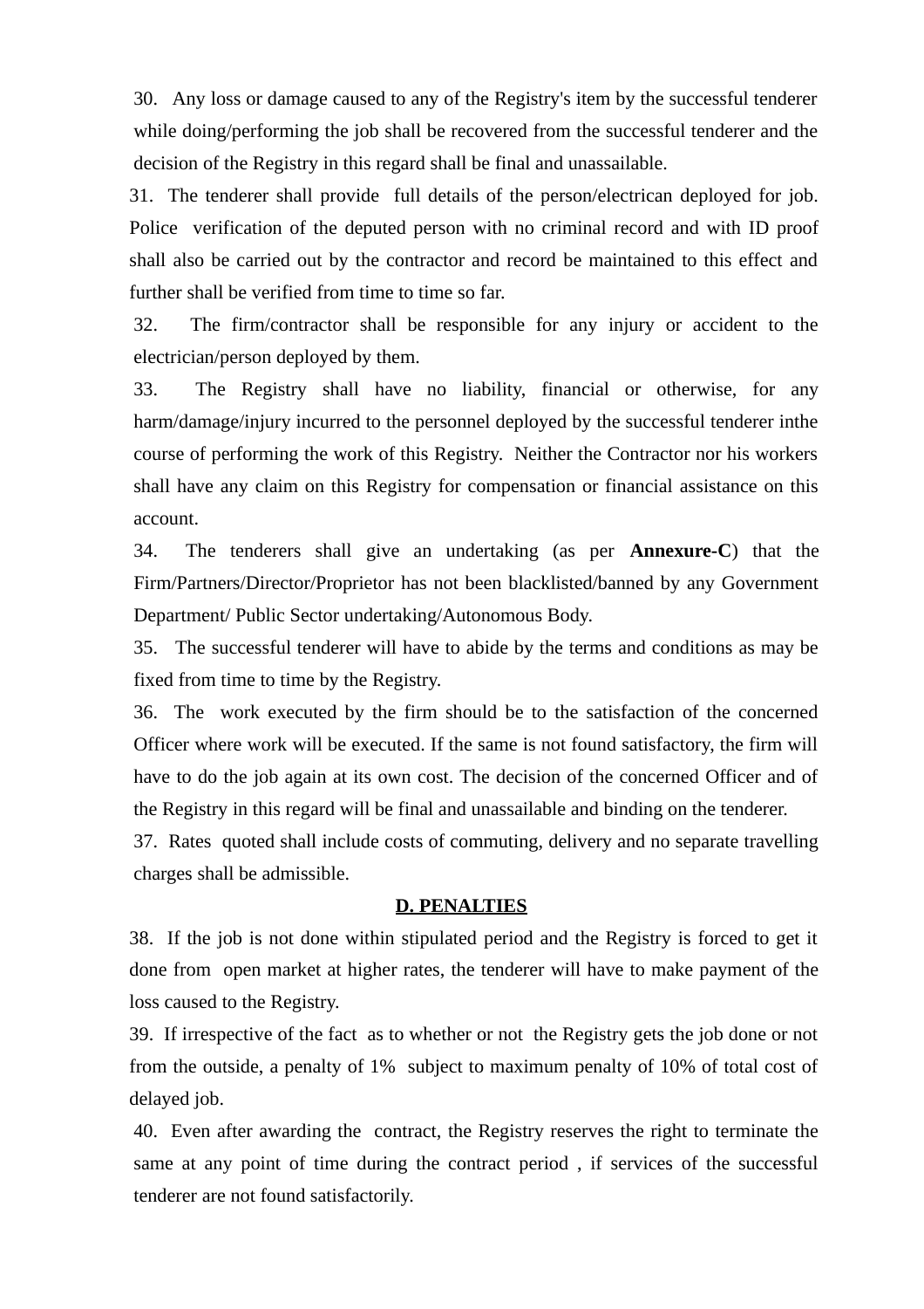30. Any loss or damage caused to any of the Registry's item by the successful tenderer while doing/performing the job shall be recovered from the successful tenderer and the decision of the Registry in this regard shall be final and unassailable.

31. The tenderer shall provide full details of the person/electrican deployed for job. Police verification of the deputed person with no criminal record and with ID proof shall also be carried out by the contractor and record be maintained to this effect and further shall be verified from time to time so far.

32. The firm/contractor shall be responsible for any injury or accident to the electrician/person deployed by them.

33. The Registry shall have no liability, financial or otherwise, for any harm/damage/injury incurred to the personnel deployed by the successful tenderer inthe course of performing the work of this Registry. Neither the Contractor nor his workers shall have any claim on this Registry for compensation or financial assistance on this account.

34. The tenderers shall give an undertaking (as per **Annexure-C**) that the Firm/Partners/Director/Proprietor has not been blacklisted/banned by any Government Department/ Public Sector undertaking/Autonomous Body.

35. The successful tenderer will have to abide by the terms and conditions as may be fixed from time to time by the Registry.

36. The work executed by the firm should be to the satisfaction of the concerned Officer where work will be executed. If the same is not found satisfactory, the firm will have to do the job again at its own cost. The decision of the concerned Officer and of the Registry in this regard will be final and unassailable and binding on the tenderer.

37. Rates quoted shall include costs of commuting, delivery and no separate travelling charges shall be admissible.

## D. PENALTIES

38. If the job is not done within stipulated period and the Registry is forced to get it done from open market at higher rates, the tenderer will have to make payment of the loss caused to the Registry.

39. If irrespective of the fact as to whether or not the Registry gets the job done or not from the outside, a penalty of 1% subject to maximum penalty of 10% of total cost of delayed job.

40. Even after awarding the contract, the Registry reserves the right to terminate the same at any point of time during the contract period , if services of the successful tenderer are not found satisfactorily.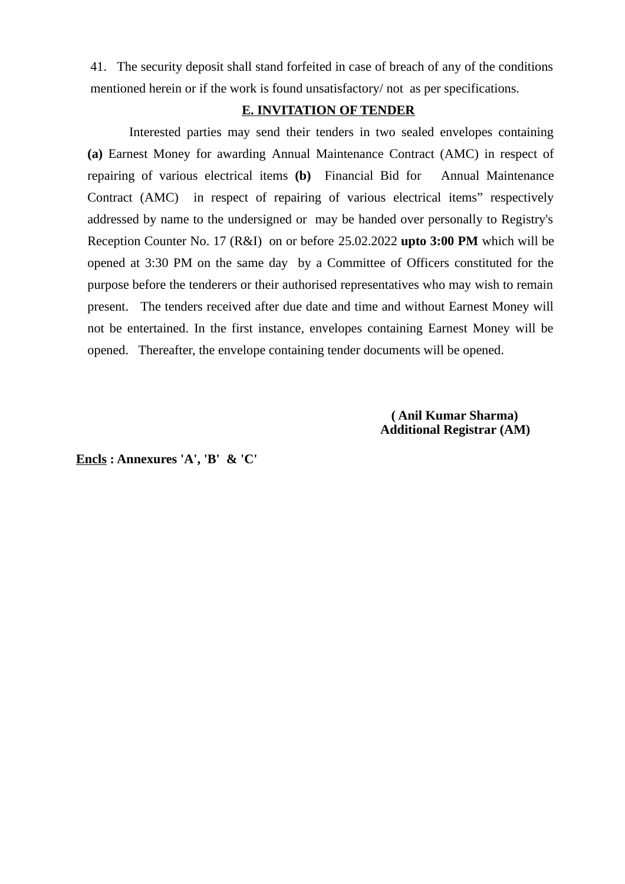41. The security deposit shall stand forfeited in case of breach of any of the conditions mentioned herein or if the work is found unsatisfactory/ not as per specifications.

**E. INVITATION OF TENDER**

Interested parties may send their tenders in two sealed envelopes containing **(a)** Earnest Money for awarding Annual Maintenance Contract (AMC) in respect of repairing of various electrical items **(b)** Financial Bid for Annual Maintenance Contract (AMC) in respect of repairing of various electrical items" respectively addressed by name to the undersigned or may be handed over personally to Registry's Reception Counter No. 17 (R&I) on or before 25.02.2022 **upto 3:00 PM** which will be opened at 3:30 PM on the same day by a Committee of Officers constituted for the purpose before the tenderers or their authorised representatives who may wish to remain present. The tenders received after due date and time and without Earnest Money will not be entertained. In the first instance, envelopes containing Earnest Money will be opened. Thereafter, the envelope containing tender documents will be opened.

**( Anil Kumar Sharma)**
**Additional Registrar (AM)**

**Encls : Annexures 'A', 'B' & 'C'**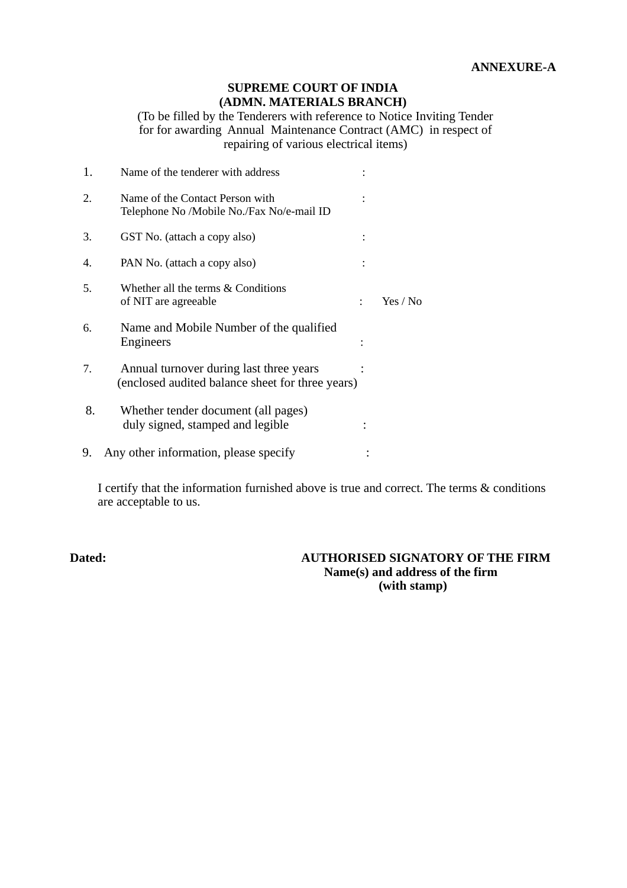**ANNEXURE-A**

**SUPREME COURT OF INDIA**
**(ADMN. MATERIALS BRANCH)**

(To be filled by the Tenderers with reference to Notice Inviting Tender for for awarding Annual Maintenance Contract (AMC) in respect of repairing of various electrical items)

1. Name of the tenderer with address :
2. Name of the Contact Person with Telephone No /Mobile No./Fax No/e-mail ID :
3. GST No. (attach a copy also) :
4. PAN No. (attach a copy also) :
5. Whether all the terms & Conditions of NIT are agreeable : Yes / No
6. Name and Mobile Number of the qualified Engineers :
7. Annual turnover during last three years (enclosed audited balance sheet for three years) :
8. Whether tender document (all pages) duly signed, stamped and legible :
9. Any other information, please specify :

I certify that the information furnished above is true and correct. The terms & conditions are acceptable to us.

**Dated:**

**AUTHORISED SIGNATORY OF THE FIRM**
**Name(s) and address of the firm**
**(with stamp)**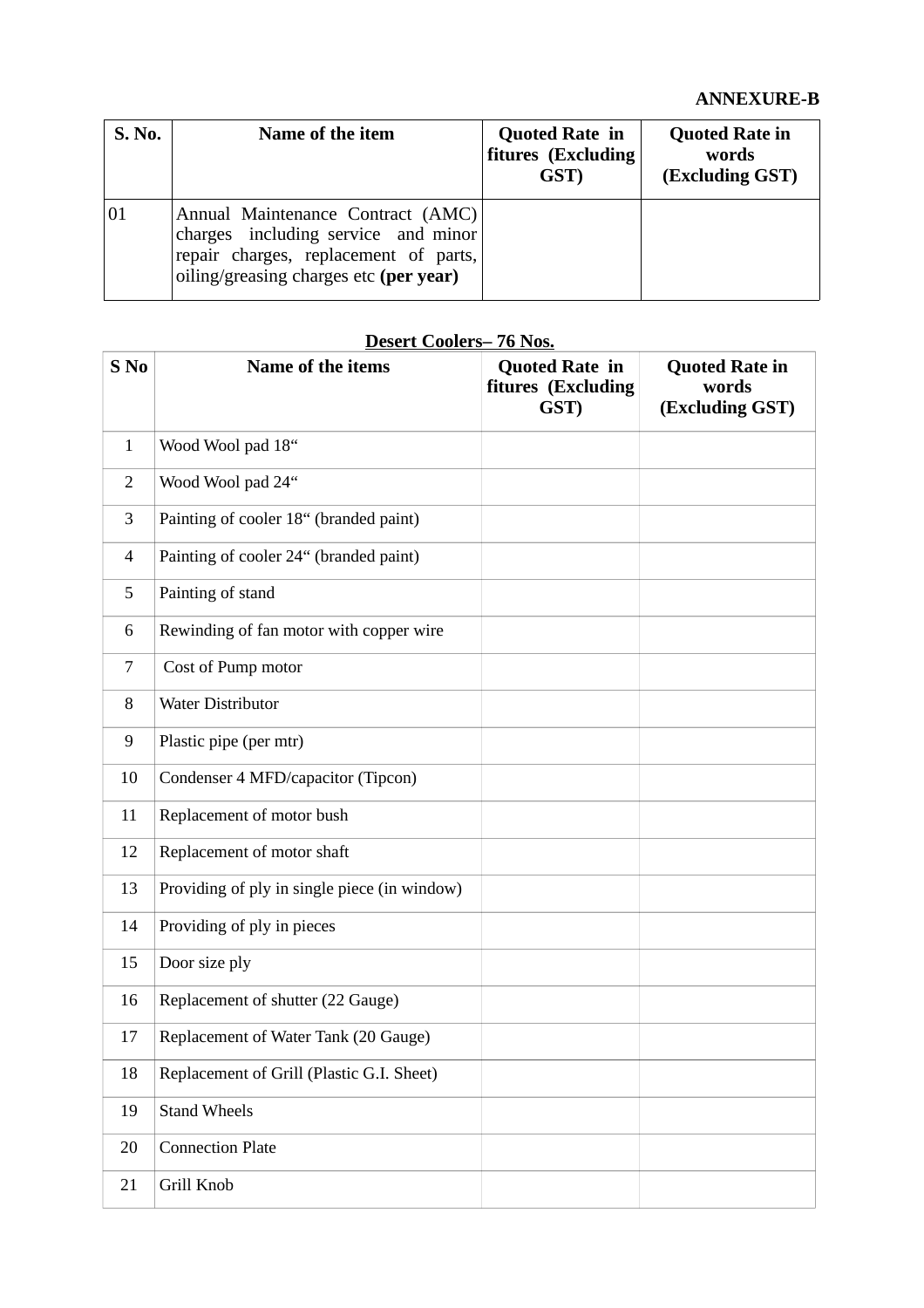**ANNEXURE-B**

| S. No. | Name of the item | Quoted Rate in fitures (Excluding GST) | Quoted Rate in words (Excluding GST) |
|---|---|---|---|
| 01 | Annual Maintenance Contract (AMC) charges including service and minor repair charges, replacement of parts, oiling/greasing charges etc **(per year)** | | |

**Desert Coolers– 76 Nos.**

| S No | Name of the items | Quoted Rate in fitures (Excluding GST) | Quoted Rate in words (Excluding GST) |
|---|---|---|---|
| 1 | Wood Wool pad 18“ | | |
| 2 | Wood Wool pad 24“ | | |
| 3 | Painting of cooler 18“ (branded paint) | | |
| 4 | Painting of cooler 24“ (branded paint) | | |
| 5 | Painting of stand | | |
| 6 | Rewinding of fan motor with copper wire | | |
| 7 | Cost of Pump motor | | |
| 8 | Water Distributor | | |
| 9 | Plastic pipe (per mtr) | | |
| 10 | Condenser 4 MFD/capacitor (Tipcon) | | |
| 11 | Replacement of motor bush | | |
| 12 | Replacement of motor shaft | | |
| 13 | Providing of ply in single piece (in window) | | |
| 14 | Providing of ply in pieces | | |
| 15 | Door size ply | | |
| 16 | Replacement of shutter (22 Gauge) | | |
| 17 | Replacement of Water Tank (20 Gauge) | | |
| 18 | Replacement of Grill (Plastic G.I. Sheet) | | |
| 19 | Stand Wheels | | |
| 20 | Connection Plate | | |
| 21 | Grill Knob | | |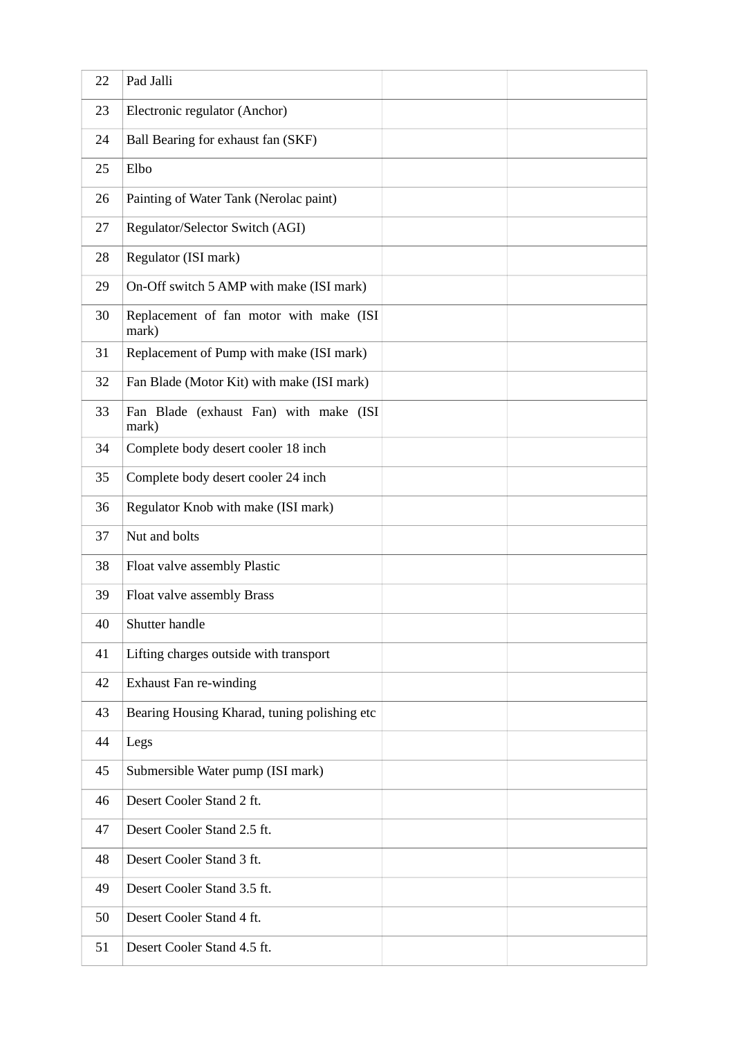| | | | |
|---|---|---|---|
| 22 | Pad Jalli | | |
| 23 | Electronic regulator (Anchor) | | |
| 24 | Ball Bearing for exhaust fan (SKF) | | |
| 25 | Elbo | | |
| 26 | Painting of Water Tank (Nerolac paint) | | |
| 27 | Regulator/Selector Switch (AGI) | | |
| 28 | Regulator (ISI mark) | | |
| 29 | On-Off switch 5 AMP with make (ISI mark) | | |
| 30 | Replacement of fan motor with make (ISI mark) | | |
| 31 | Replacement of Pump with make (ISI mark) | | |
| 32 | Fan Blade (Motor Kit) with make (ISI mark) | | |
| 33 | Fan Blade (exhaust Fan) with make (ISI mark) | | |
| 34 | Complete body desert cooler 18 inch | | |
| 35 | Complete body desert cooler 24 inch | | |
| 36 | Regulator Knob with make (ISI mark) | | |
| 37 | Nut and bolts | | |
| 38 | Float valve assembly Plastic | | |
| 39 | Float valve assembly Brass | | |
| 40 | Shutter handle | | |
| 41 | Lifting charges outside with transport | | |
| 42 | Exhaust Fan re-winding | | |
| 43 | Bearing Housing Kharad, tuning polishing etc | | |
| 44 | Legs | | |
| 45 | Submersible Water pump (ISI mark) | | |
| 46 | Desert Cooler Stand 2 ft. | | |
| 47 | Desert Cooler Stand 2.5 ft. | | |
| 48 | Desert Cooler Stand 3 ft. | | |
| 49 | Desert Cooler Stand 3.5 ft. | | |
| 50 | Desert Cooler Stand 4 ft. | | |
| 51 | Desert Cooler Stand 4.5 ft. | | |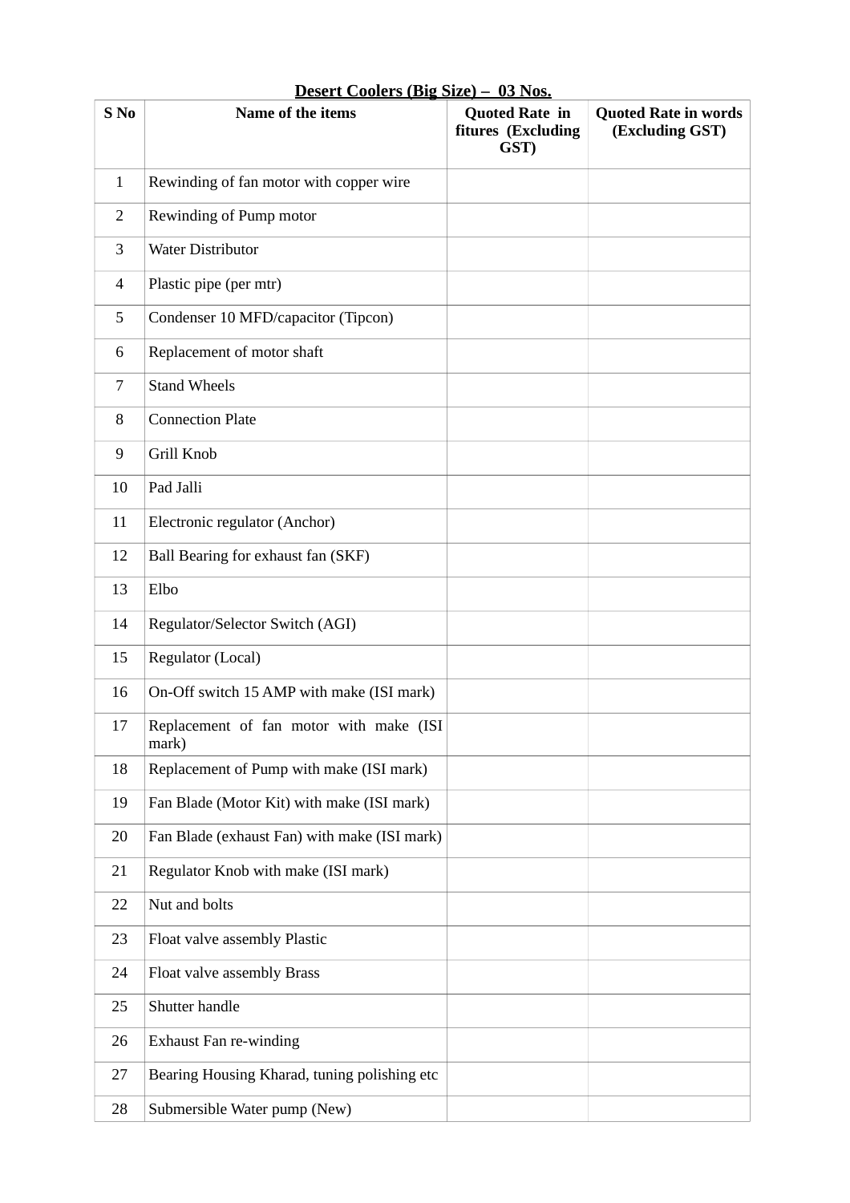**Desert Coolers (Big Size) – 03 Nos.**

| S No | Name of the items | Quoted Rate in fitures (Excluding GST) | Quoted Rate in words (Excluding GST) |
|---|---|---|---|
| 1 | Rewinding of fan motor with copper wire | | |
| 2 | Rewinding of Pump motor | | |
| 3 | Water Distributor | | |
| 4 | Plastic pipe (per mtr) | | |
| 5 | Condenser 10 MFD/capacitor (Tipcon) | | |
| 6 | Replacement of motor shaft | | |
| 7 | Stand Wheels | | |
| 8 | Connection Plate | | |
| 9 | Grill Knob | | |
| 10 | Pad Jalli | | |
| 11 | Electronic regulator (Anchor) | | |
| 12 | Ball Bearing for exhaust fan (SKF) | | |
| 13 | Elbo | | |
| 14 | Regulator/Selector Switch (AGI) | | |
| 15 | Regulator (Local) | | |
| 16 | On-Off switch 15 AMP with make (ISI mark) | | |
| 17 | Replacement of fan motor with make (ISI mark) | | |
| 18 | Replacement of Pump with make (ISI mark) | | |
| 19 | Fan Blade (Motor Kit) with make (ISI mark) | | |
| 20 | Fan Blade (exhaust Fan) with make (ISI mark) | | |
| 21 | Regulator Knob with make (ISI mark) | | |
| 22 | Nut and bolts | | |
| 23 | Float valve assembly Plastic | | |
| 24 | Float valve assembly Brass | | |
| 25 | Shutter handle | | |
| 26 | Exhaust Fan re-winding | | |
| 27 | Bearing Housing Kharad, tuning polishing etc | | |
| 28 | Submersible Water pump (New) | | |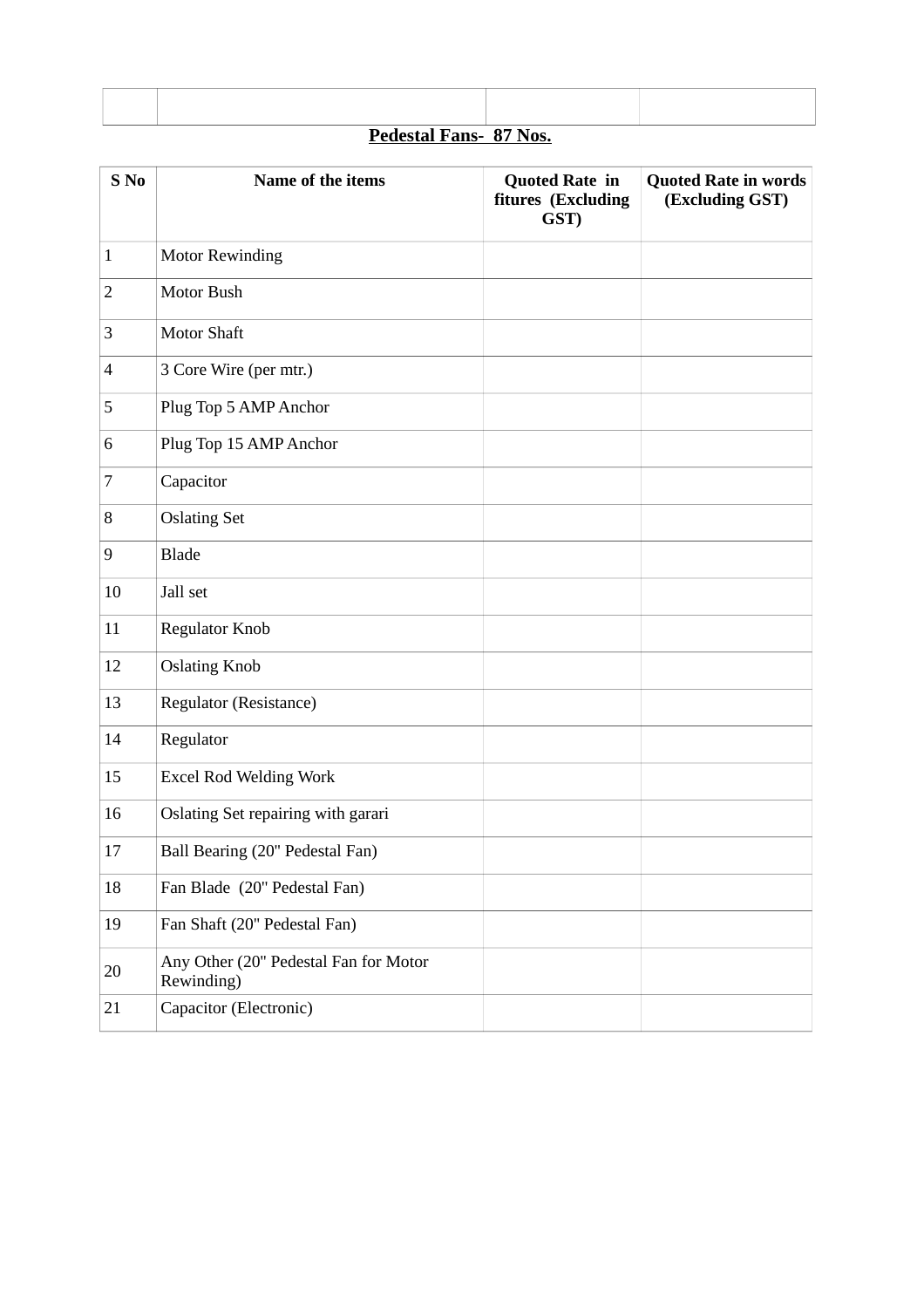| | | | |
|---|---|---|---|
| | | | |

**Pedestal Fans- 87 Nos.**

| S No | Name of the items | Quoted Rate in fitures (Excluding GST) | Quoted Rate in words (Excluding GST) |
|---|---|---|---|
| 1 | Motor Rewinding | | |
| 2 | Motor Bush | | |
| 3 | Motor Shaft | | |
| 4 | 3 Core Wire (per mtr.) | | |
| 5 | Plug Top 5 AMP Anchor | | |
| 6 | Plug Top 15 AMP Anchor | | |
| 7 | Capacitor | | |
| 8 | Oslating Set | | |
| 9 | Blade | | |
| 10 | Jall set | | |
| 11 | Regulator Knob | | |
| 12 | Oslating Knob | | |
| 13 | Regulator (Resistance) | | |
| 14 | Regulator | | |
| 15 | Excel Rod Welding Work | | |
| 16 | Oslating Set repairing with garari | | |
| 17 | Ball Bearing (20" Pedestal Fan) | | |
| 18 | Fan Blade (20" Pedestal Fan) | | |
| 19 | Fan Shaft (20" Pedestal Fan) | | |
| 20 | Any Other (20" Pedestal Fan for Motor Rewinding) | | |
| 21 | Capacitor (Electronic) | | |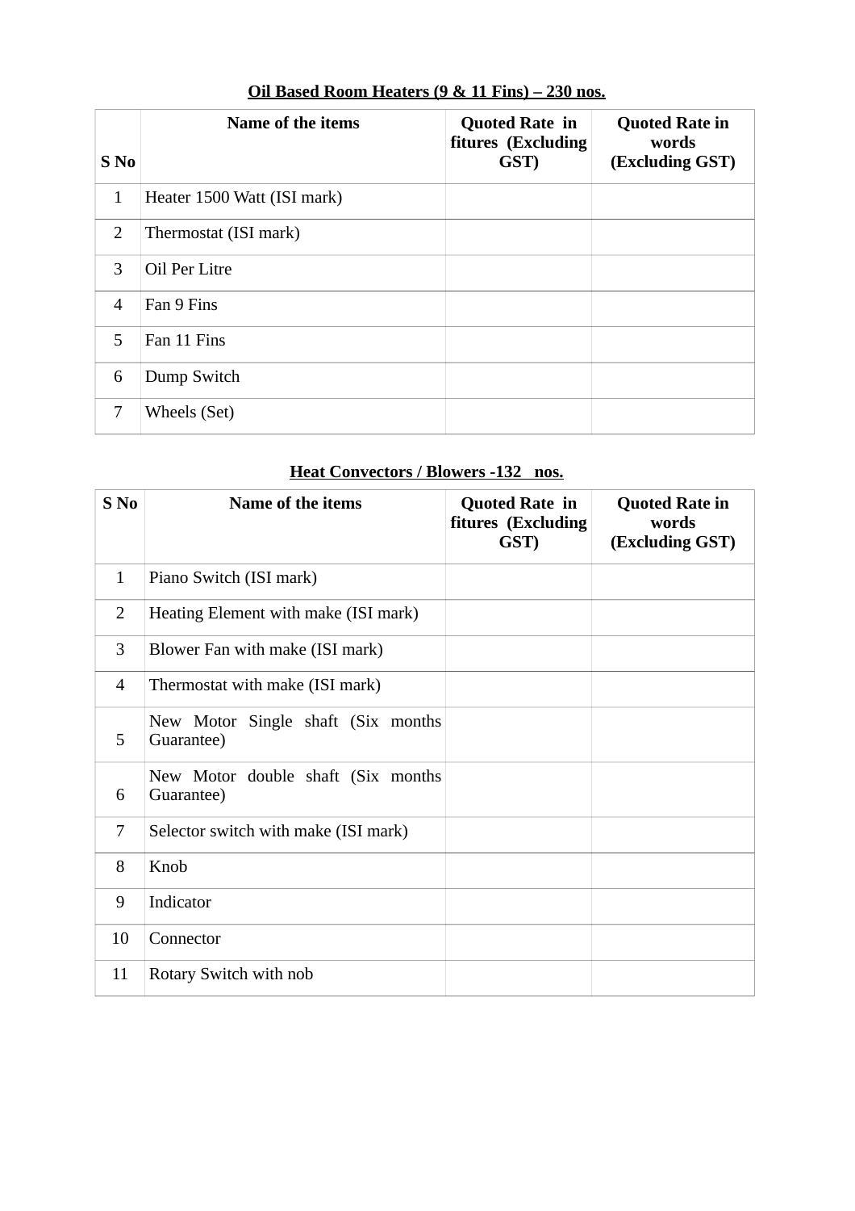**Oil Based Room Heaters (9 & 11 Fins) – 230 nos.**

| S No | Name of the items | Quoted Rate in fitures (Excluding GST) | Quoted Rate in words (Excluding GST) |
|---|---|---|---|
| 1 | Heater 1500 Watt (ISI mark) | | |
| 2 | Thermostat (ISI mark) | | |
| 3 | Oil Per Litre | | |
| 4 | Fan 9 Fins | | |
| 5 | Fan 11 Fins | | |
| 6 | Dump Switch | | |
| 7 | Wheels (Set) | | |

**Heat Convectors / Blowers -132 nos.**

| S No | Name of the items | Quoted Rate in fitures (Excluding GST) | Quoted Rate in words (Excluding GST) |
|---|---|---|---|
| 1 | Piano Switch (ISI mark) | | |
| 2 | Heating Element with make (ISI mark) | | |
| 3 | Blower Fan with make (ISI mark) | | |
| 4 | Thermostat with make (ISI mark) | | |
| 5 | New Motor Single shaft (Six months Guarantee) | | |
| 6 | New Motor double shaft (Six months Guarantee) | | |
| 7 | Selector switch with make (ISI mark) | | |
| 8 | Knob | | |
| 9 | Indicator | | |
| 10 | Connector | | |
| 11 | Rotary Switch with nob | | |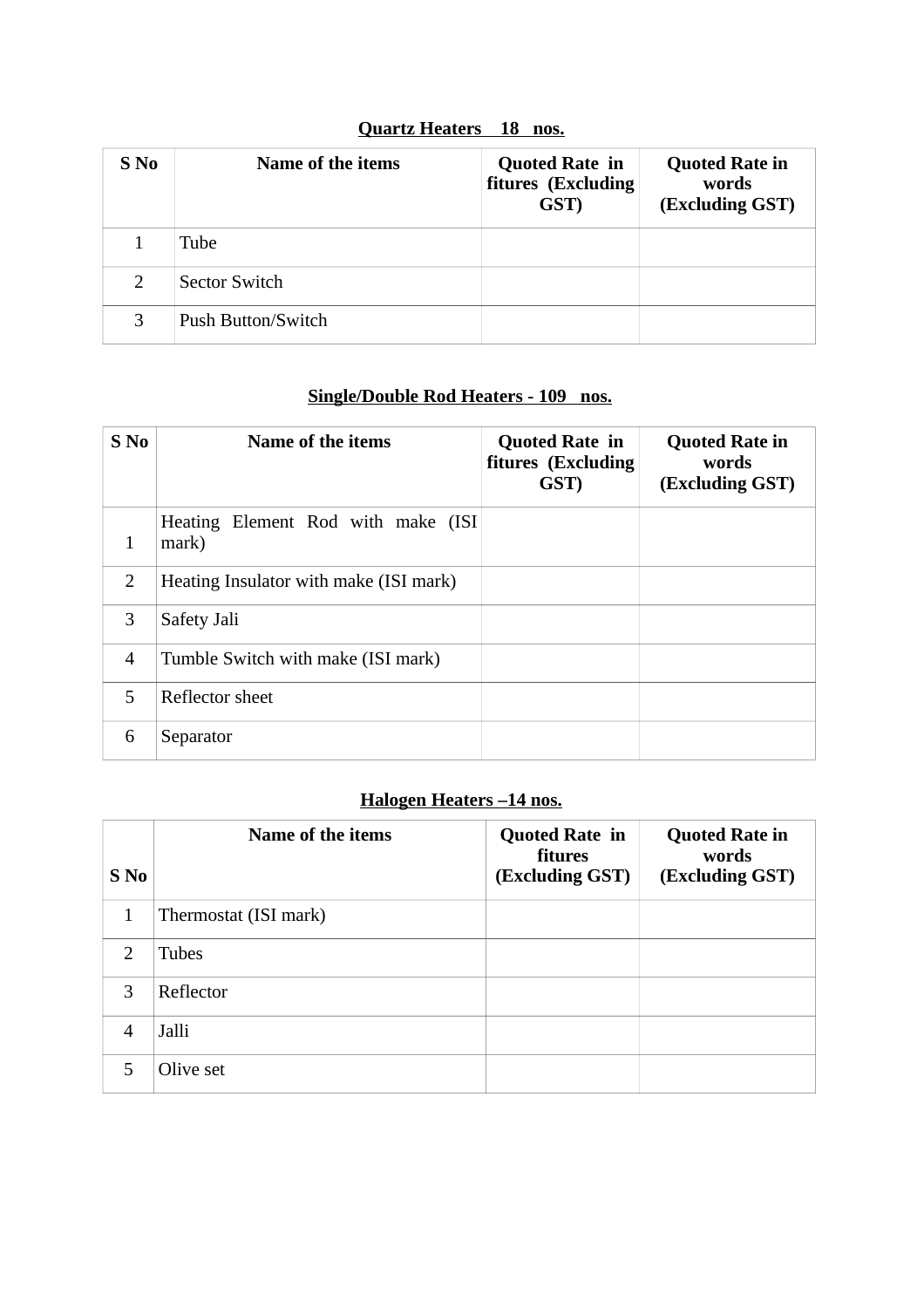**<u>Quartz Heaters 18 nos.</u>**

| S No | Name of the items | Quoted Rate in fitures (Excluding GST) | Quoted Rate in words (Excluding GST) |
|---|---|---|---|
| 1 | Tube | | |
| 2 | Sector Switch | | |
| 3 | Push Button/Switch | | |

**<u>Single/Double Rod Heaters - 109 nos.</u>**

| S No | Name of the items | Quoted Rate in fitures (Excluding GST) | Quoted Rate in words (Excluding GST) |
|---|---|---|---|
| 1 | Heating Element Rod with make (ISI mark) | | |
| 2 | Heating Insulator with make (ISI mark) | | |
| 3 | Safety Jali | | |
| 4 | Tumble Switch with make (ISI mark) | | |
| 5 | Reflector sheet | | |
| 6 | Separator | | |

**<u>Halogen Heaters –14 nos.</u>**

| S No | Name of the items | Quoted Rate in fitures (Excluding GST) | Quoted Rate in words (Excluding GST) |
|---|---|---|---|
| 1 | Thermostat (ISI mark) | | |
| 2 | Tubes | | |
| 3 | Reflector | | |
| 4 | Jalli | | |
| 5 | Olive set | | |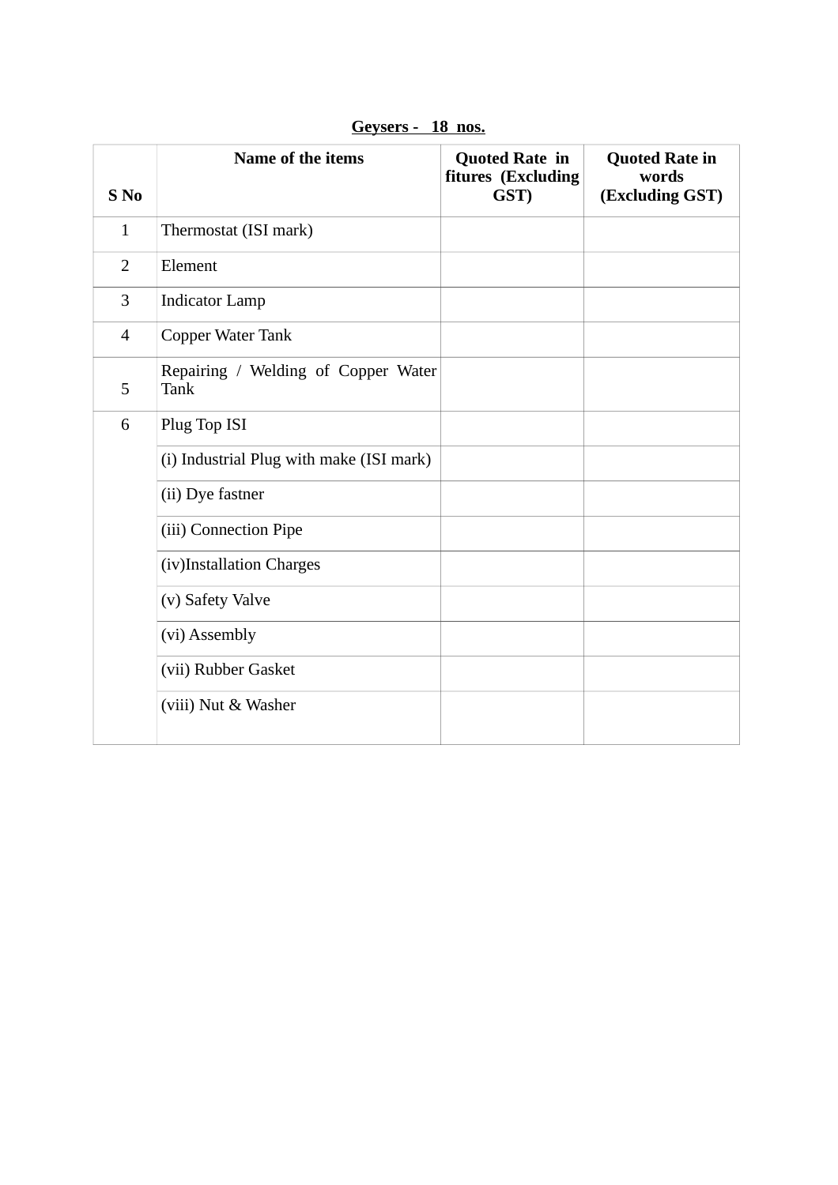**Geysers - 18 nos.**

| S No | Name of the items | Quoted Rate in fitures (Excluding GST) | Quoted Rate in words (Excluding GST) |
|---|---|---|---|
| 1 | Thermostat (ISI mark) | | |
| 2 | Element | | |
| 3 | Indicator Lamp | | |
| 4 | Copper Water Tank | | |
| 5 | Repairing / Welding of Copper Water Tank | | |
| 6 | Plug Top ISI | | |
| | (i) Industrial Plug with make (ISI mark) | | |
| | (ii) Dye fastner | | |
| | (iii) Connection Pipe | | |
| | (iv)Installation Charges | | |
| | (v) Safety Valve | | |
| | (vi) Assembly | | |
| | (vii) Rubber Gasket | | |
| | (viii) Nut & Washer | | |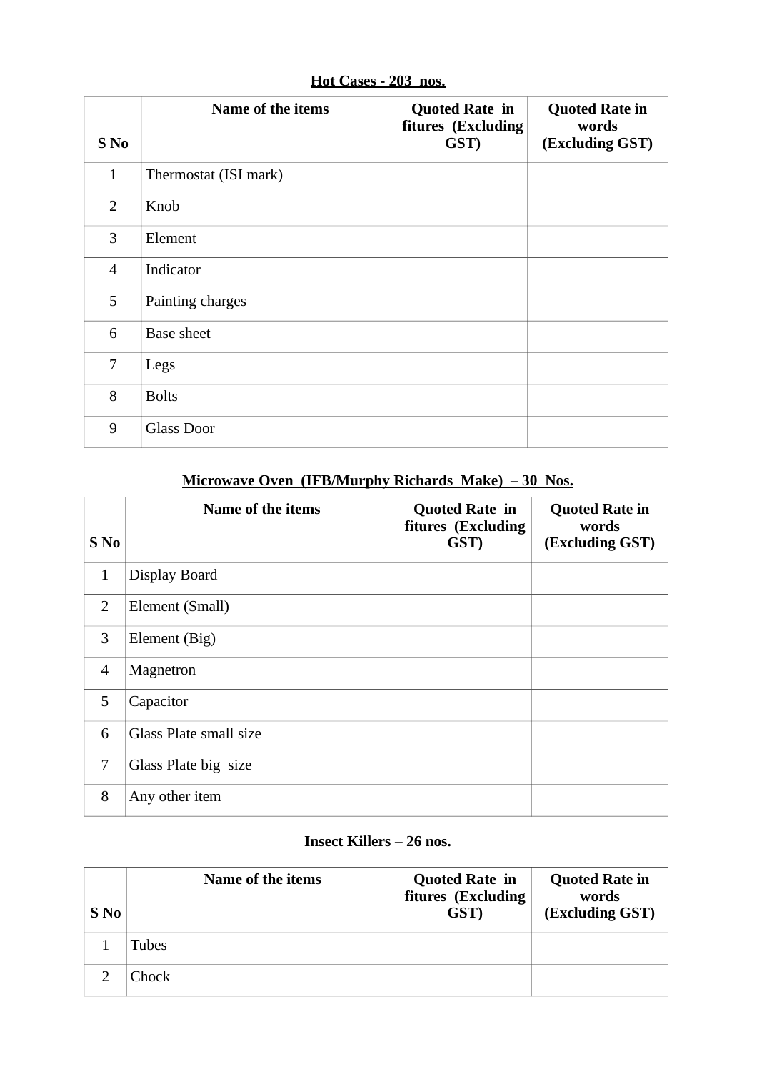**<u>Hot Cases - 203 nos.</u>**

| S No | Name of the items | Quoted Rate in fitures (Excluding GST) | Quoted Rate in words (Excluding GST) |
|---|---|---|---|
| 1 | Thermostat (ISI mark) | | |
| 2 | Knob | | |
| 3 | Element | | |
| 4 | Indicator | | |
| 5 | Painting charges | | |
| 6 | Base sheet | | |
| 7 | Legs | | |
| 8 | Bolts | | |
| 9 | Glass Door | | |

**<u>Microwave Oven (IFB/Murphy Richards Make) – 30 Nos.</u>**

| S No | Name of the items | Quoted Rate in fitures (Excluding GST) | Quoted Rate in words (Excluding GST) |
|---|---|---|---|
| 1 | Display Board | | |
| 2 | Element (Small) | | |
| 3 | Element (Big) | | |
| 4 | Magnetron | | |
| 5 | Capacitor | | |
| 6 | Glass Plate small size | | |
| 7 | Glass Plate big size | | |
| 8 | Any other item | | |

**<u>Insect Killers – 26 nos.</u>**

| S No | Name of the items | Quoted Rate in fitures (Excluding GST) | Quoted Rate in words (Excluding GST) |
|---|---|---|---|
| 1 | Tubes | | |
| 2 | Chock | | |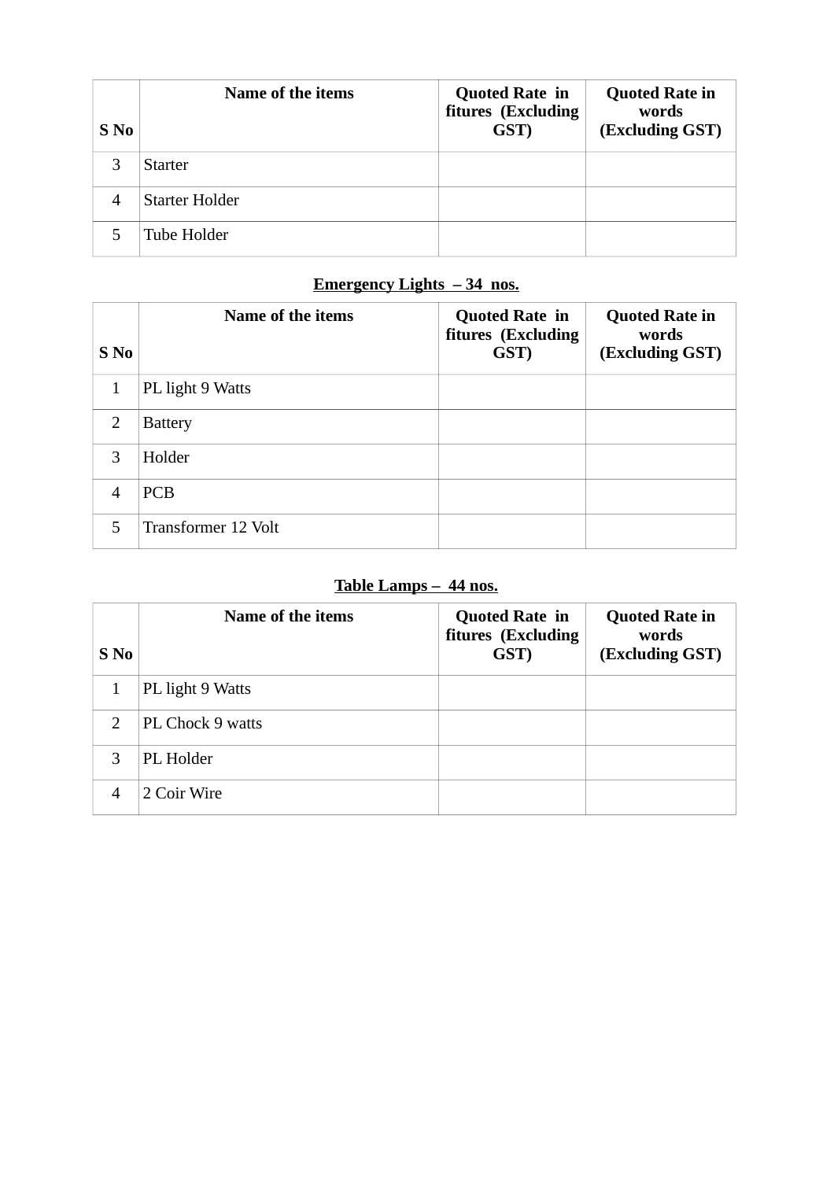| S No | Name of the items | Quoted Rate in fitures (Excluding GST) | Quoted Rate in words (Excluding GST) |
|---|---|---|---|
| 3 | Starter | | |
| 4 | Starter Holder | | |
| 5 | Tube Holder | | |

**<u>Emergency Lights – 34 nos.</u>**

| S No | Name of the items | Quoted Rate in fitures (Excluding GST) | Quoted Rate in words (Excluding GST) |
|---|---|---|---|
| 1 | PL light 9 Watts | | |
| 2 | Battery | | |
| 3 | Holder | | |
| 4 | PCB | | |
| 5 | Transformer 12 Volt | | |

**<u>Table Lamps – 44 nos.</u>**

| S No | Name of the items | Quoted Rate in fitures (Excluding GST) | Quoted Rate in words (Excluding GST) |
|---|---|---|---|
| 1 | PL light 9 Watts | | |
| 2 | PL Chock 9 watts | | |
| 3 | PL Holder | | |
| 4 | 2 Coir Wire | | |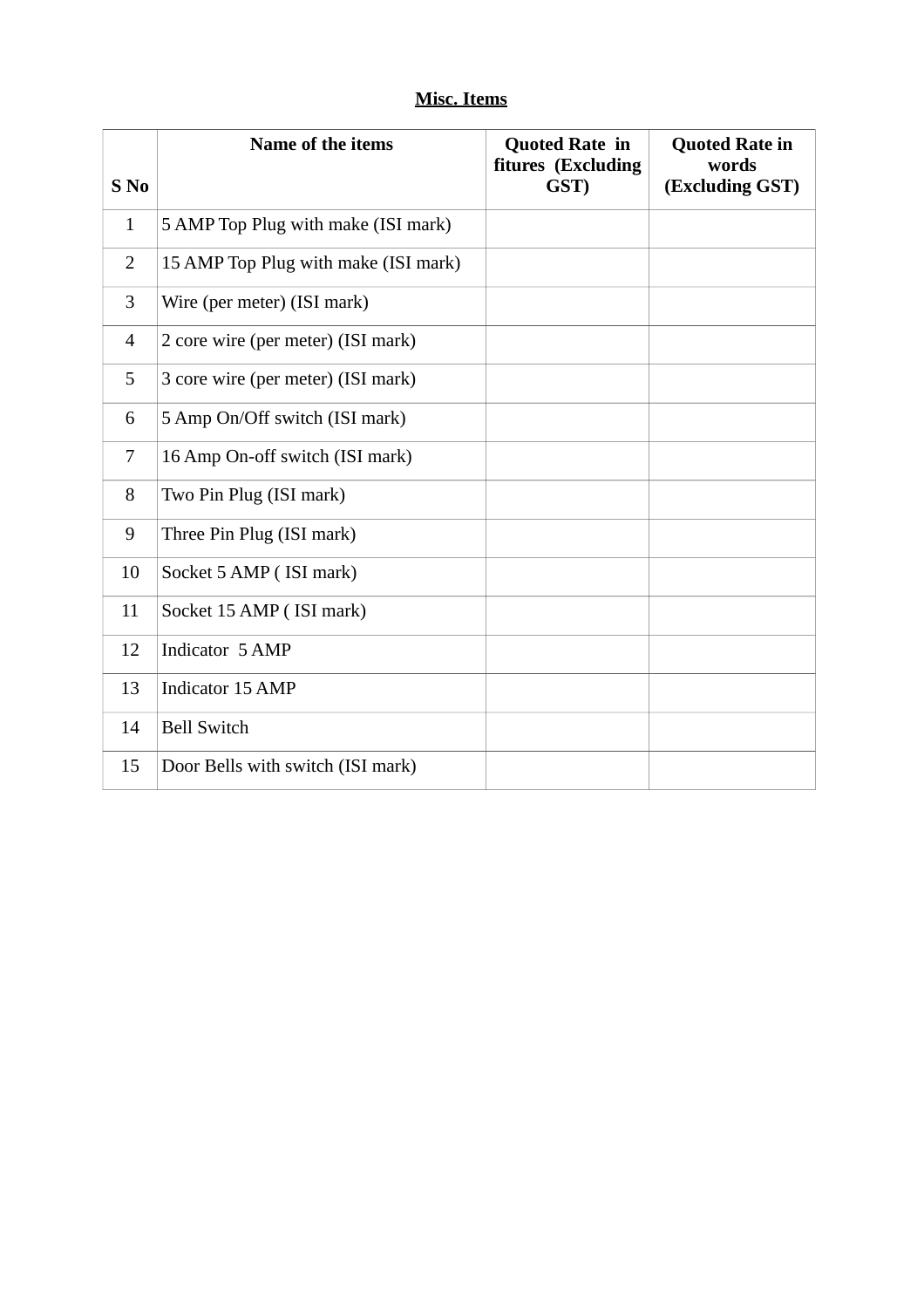**<u>Misc. Items</u>**

| S No | Name of the items | Quoted Rate in fitures (Excluding GST) | Quoted Rate in words (Excluding GST) |
|---|---|---|---|
| 1 | 5 AMP Top Plug with make (ISI mark) | | |
| 2 | 15 AMP Top Plug with make (ISI mark) | | |
| 3 | Wire (per meter) (ISI mark) | | |
| 4 | 2 core wire (per meter) (ISI mark) | | |
| 5 | 3 core wire (per meter) (ISI mark) | | |
| 6 | 5 Amp On/Off switch (ISI mark) | | |
| 7 | 16 Amp On-off switch (ISI mark) | | |
| 8 | Two Pin Plug (ISI mark) | | |
| 9 | Three Pin Plug (ISI mark) | | |
| 10 | Socket 5 AMP ( ISI mark) | | |
| 11 | Socket 15 AMP ( ISI mark) | | |
| 12 | Indicator 5 AMP | | |
| 13 | Indicator 15 AMP | | |
| 14 | Bell Switch | | |
| 15 | Door Bells with switch (ISI mark) | | |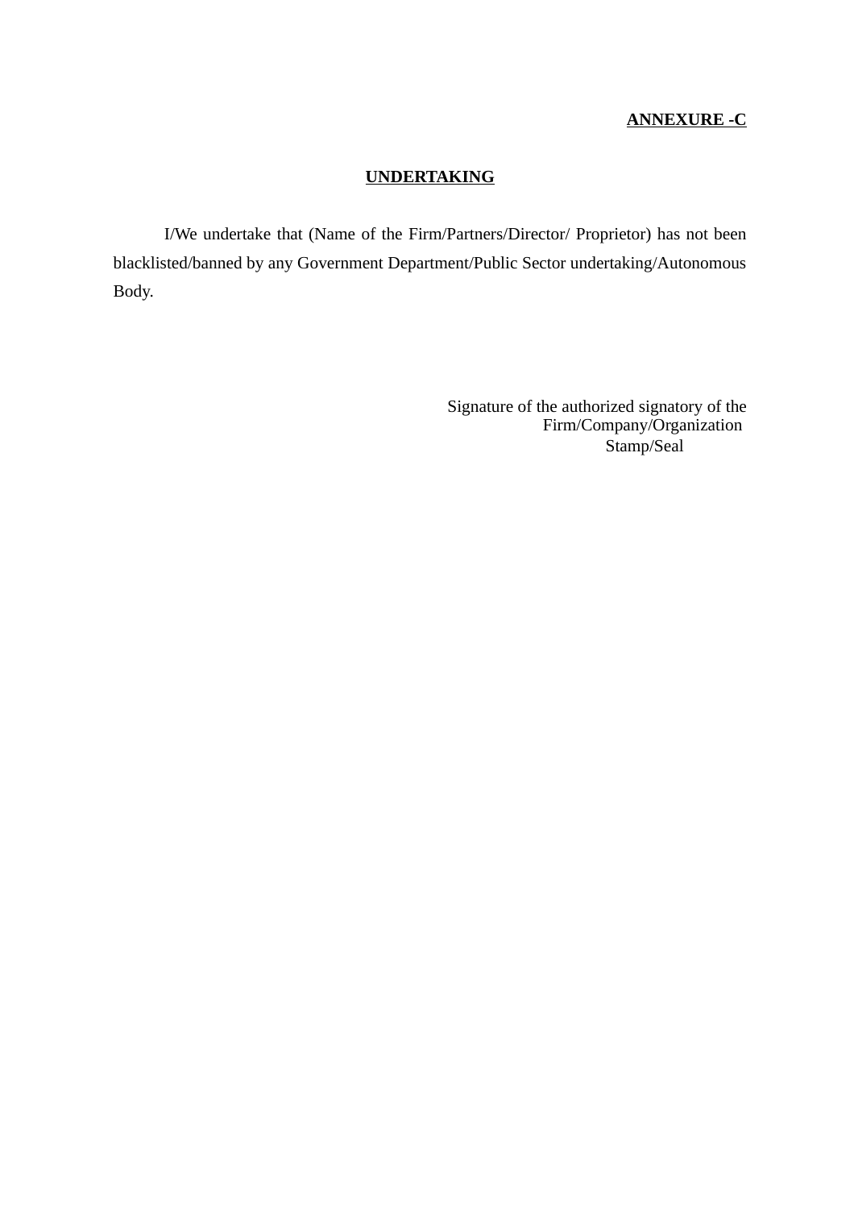**ANNEXURE -C**

## UNDERTAKING

I/We undertake that (Name of the Firm/Partners/Director/ Proprietor) has not been blacklisted/banned by any Government Department/Public Sector undertaking/Autonomous Body.

Signature of the authorized signatory of the
Firm/Company/Organization
Stamp/Seal